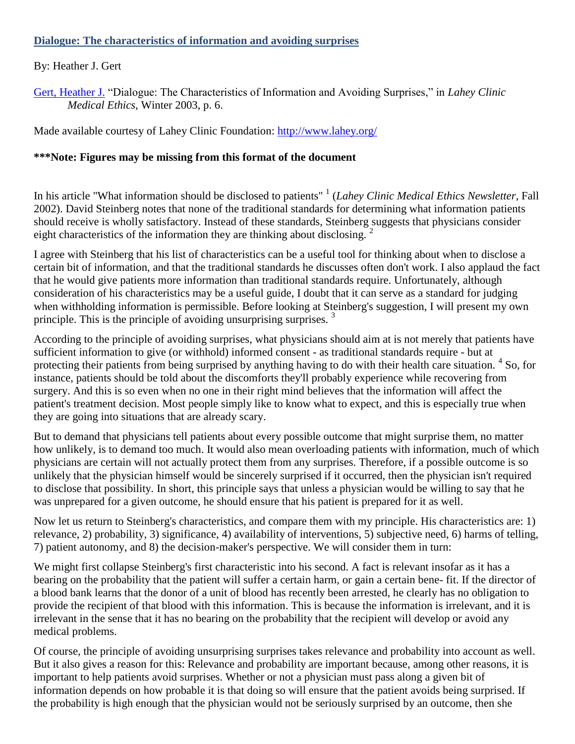# Dialogue: The characteristics of information and avoiding surprises

By: Heather J. Gert

Gert, Heather J. "Dialogue: The Characteristics of Information and Avoiding Surprises," in *Lahey Clinic Medical Ethics*, Winter 2003, p. 6.

Made available courtesy of Lahey Clinic Foundation: http://www.lahey.org/

**\*\*\*Note: Figures may be missing from this format of the document**

In his article "What information should be disclosed to patients" [1] (*Lahey Clinic Medical Ethics Newsletter*, Fall 2002). David Steinberg notes that none of the traditional standards for determining what information patients should receive is wholly satisfactory. Instead of these standards, Steinberg suggests that physicians consider eight characteristics of the information they are thinking about disclosing. [2]

I agree with Steinberg that his list of characteristics can be a useful tool for thinking about when to disclose a certain bit of information, and that the traditional standards he discusses often don't work. I also applaud the fact that he would give patients more information than traditional standards require. Unfortunately, although consideration of his characteristics may be a useful guide, I doubt that it can serve as a standard for judging when withholding information is permissible. Before looking at Steinberg's suggestion, I will present my own principle. This is the principle of avoiding unsurprising surprises. [3]

According to the principle of avoiding surprises, what physicians should aim at is not merely that patients have sufficient information to give (or withhold) informed consent - as traditional standards require - but at protecting their patients from being surprised by anything having to do with their health care situation. [4] So, for instance, patients should be told about the discomforts they'll probably experience while recovering from surgery. And this is so even when no one in their right mind believes that the information will affect the patient's treatment decision. Most people simply like to know what to expect, and this is especially true when they are going into situations that are already scary.

But to demand that physicians tell patients about every possible outcome that might surprise them, no matter how unlikely, is to demand too much. It would also mean overloading patients with information, much of which physicians are certain will not actually protect them from any surprises. Therefore, if a possible outcome is so unlikely that the physician himself would be sincerely surprised if it occurred, then the physician isn't required to disclose that possibility. In short, this principle says that unless a physician would be willing to say that he was unprepared for a given outcome, he should ensure that his patient is prepared for it as well.

Now let us return to Steinberg's characteristics, and compare them with my principle. His characteristics are: 1) relevance, 2) probability, 3) significance, 4) availability of interventions, 5) subjective need, 6) harms of telling, 7) patient autonomy, and 8) the decision-maker's perspective. We will consider them in turn:

We might first collapse Steinberg's first characteristic into his second. A fact is relevant insofar as it has a bearing on the probability that the patient will suffer a certain harm, or gain a certain bene- fit. If the director of a blood bank learns that the donor of a unit of blood has recently been arrested, he clearly has no obligation to provide the recipient of that blood with this information. This is because the information is irrelevant, and it is irrelevant in the sense that it has no bearing on the probability that the recipient will develop or avoid any medical problems.

Of course, the principle of avoiding unsurprising surprises takes relevance and probability into account as well. But it also gives a reason for this: Relevance and probability are important because, among other reasons, it is important to help patients avoid surprises. Whether or not a physician must pass along a given bit of information depends on how probable it is that doing so will ensure that the patient avoids being surprised. If the probability is high enough that the physician would not be seriously surprised by an outcome, then she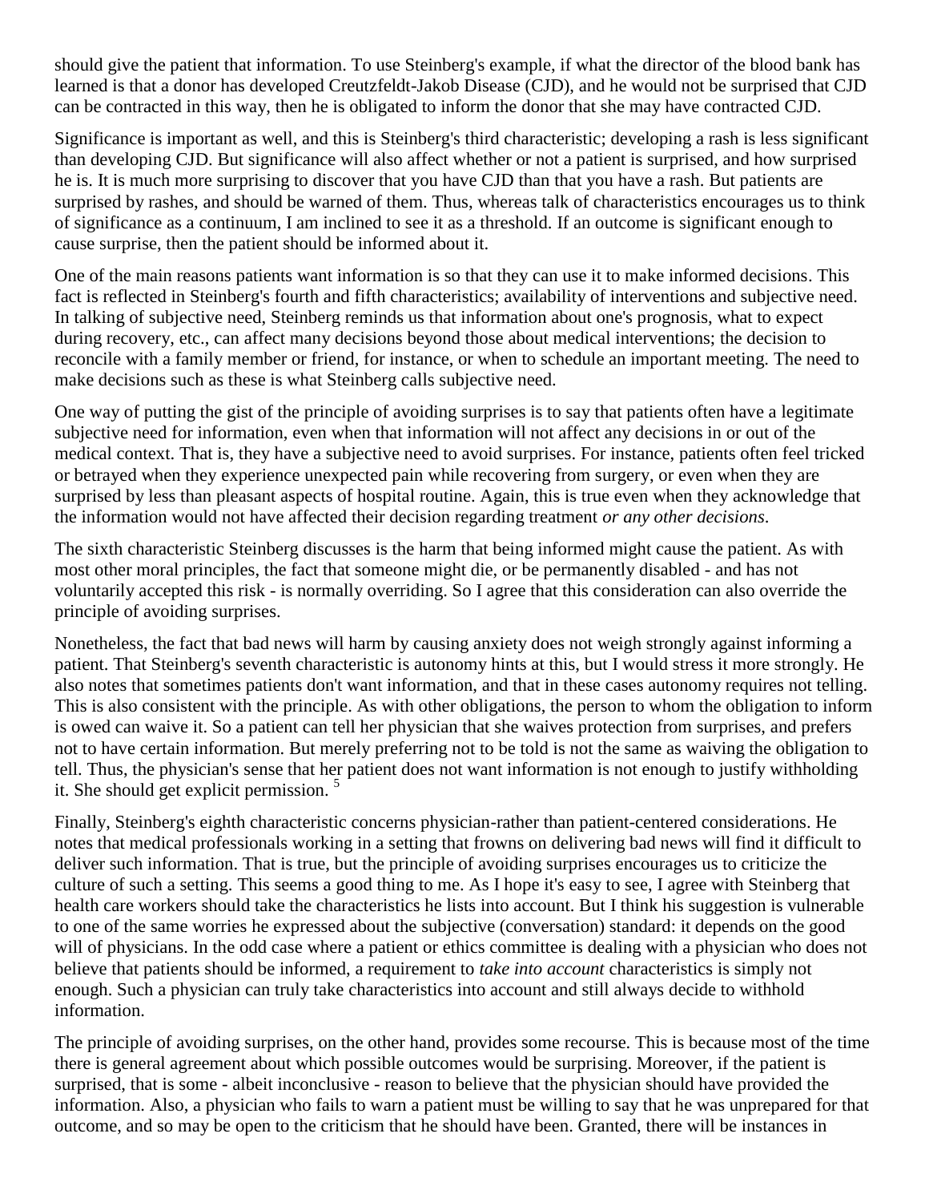should give the patient that information. To use Steinberg's example, if what the director of the blood bank has learned is that a donor has developed Creutzfeldt-Jakob Disease (CJD), and he would not be surprised that CJD can be contracted in this way, then he is obligated to inform the donor that she may have contracted CJD.

Significance is important as well, and this is Steinberg's third characteristic; developing a rash is less significant than developing CJD. But significance will also affect whether or not a patient is surprised, and how surprised he is. It is much more surprising to discover that you have CJD than that you have a rash. But patients are surprised by rashes, and should be warned of them. Thus, whereas talk of characteristics encourages us to think of significance as a continuum, I am inclined to see it as a threshold. If an outcome is significant enough to cause surprise, then the patient should be informed about it.

One of the main reasons patients want information is so that they can use it to make informed decisions. This fact is reflected in Steinberg's fourth and fifth characteristics; availability of interventions and subjective need. In talking of subjective need, Steinberg reminds us that information about one's prognosis, what to expect during recovery, etc., can affect many decisions beyond those about medical interventions; the decision to reconcile with a family member or friend, for instance, or when to schedule an important meeting. The need to make decisions such as these is what Steinberg calls subjective need.

One way of putting the gist of the principle of avoiding surprises is to say that patients often have a legitimate subjective need for information, even when that information will not affect any decisions in or out of the medical context. That is, they have a subjective need to avoid surprises. For instance, patients often feel tricked or betrayed when they experience unexpected pain while recovering from surgery, or even when they are surprised by less than pleasant aspects of hospital routine. Again, this is true even when they acknowledge that the information would not have affected their decision regarding treatment *or any other decisions*.

The sixth characteristic Steinberg discusses is the harm that being informed might cause the patient. As with most other moral principles, the fact that someone might die, or be permanently disabled - and has not voluntarily accepted this risk - is normally overriding. So I agree that this consideration can also override the principle of avoiding surprises.

Nonetheless, the fact that bad news will harm by causing anxiety does not weigh strongly against informing a patient. That Steinberg's seventh characteristic is autonomy hints at this, but I would stress it more strongly. He also notes that sometimes patients don't want information, and that in these cases autonomy requires not telling. This is also consistent with the principle. As with other obligations, the person to whom the obligation to inform is owed can waive it. So a patient can tell her physician that she waives protection from surprises, and prefers not to have certain information. But merely preferring not to be told is not the same as waiving the obligation to tell. Thus, the physician's sense that her patient does not want information is not enough to justify withholding it. She should get explicit permission. [5]

Finally, Steinberg's eighth characteristic concerns physician-rather than patient-centered considerations. He notes that medical professionals working in a setting that frowns on delivering bad news will find it difficult to deliver such information. That is true, but the principle of avoiding surprises encourages us to criticize the culture of such a setting. This seems a good thing to me. As I hope it's easy to see, I agree with Steinberg that health care workers should take the characteristics he lists into account. But I think his suggestion is vulnerable to one of the same worries he expressed about the subjective (conversation) standard: it depends on the good will of physicians. In the odd case where a patient or ethics committee is dealing with a physician who does not believe that patients should be informed, a requirement to *take into account* characteristics is simply not enough. Such a physician can truly take characteristics into account and still always decide to withhold information.

The principle of avoiding surprises, on the other hand, provides some recourse. This is because most of the time there is general agreement about which possible outcomes would be surprising. Moreover, if the patient is surprised, that is some - albeit inconclusive - reason to believe that the physician should have provided the information. Also, a physician who fails to warn a patient must be willing to say that he was unprepared for that outcome, and so may be open to the criticism that he should have been. Granted, there will be instances in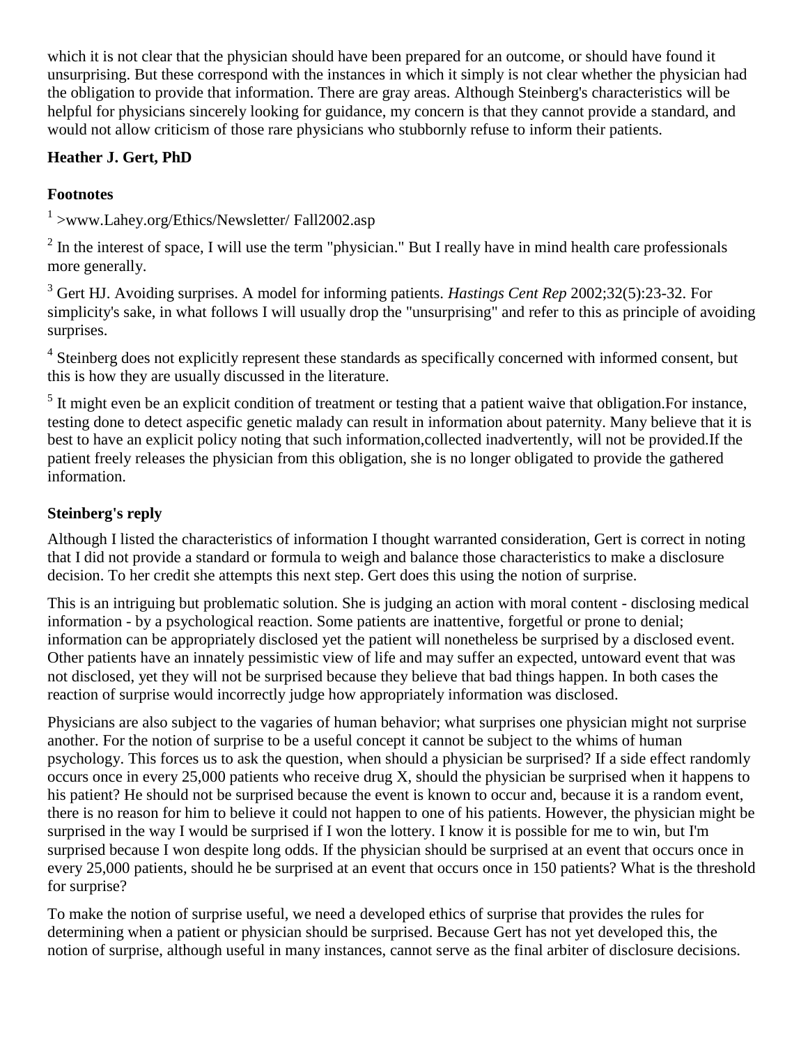which it is not clear that the physician should have been prepared for an outcome, or should have found it unsurprising. But these correspond with the instances in which it simply is not clear whether the physician had the obligation to provide that information. There are gray areas. Although Steinberg's characteristics will be helpful for physicians sincerely looking for guidance, my concern is that they cannot provide a standard, and would not allow criticism of those rare physicians who stubbornly refuse to inform their patients.

**Heather J. Gert, PhD**

**Footnotes**

[1] >www.Lahey.org/Ethics/Newsletter/ Fall2002.asp

[2] In the interest of space, I will use the term "physician." But I really have in mind health care professionals more generally.

[3] Gert HJ. Avoiding surprises. A model for informing patients. *Hastings Cent Rep* 2002;32(5):23-32. For simplicity's sake, in what follows I will usually drop the "unsurprising" and refer to this as principle of avoiding surprises.

[4] Steinberg does not explicitly represent these standards as specifically concerned with informed consent, but this is how they are usually discussed in the literature.

[5] It might even be an explicit condition of treatment or testing that a patient waive that obligation.For instance, testing done to detect aspecific genetic malady can result in information about paternity. Many believe that it is best to have an explicit policy noting that such information,collected inadvertently, will not be provided.If the patient freely releases the physician from this obligation, she is no longer obligated to provide the gathered information.

**Steinberg's reply**

Although I listed the characteristics of information I thought warranted consideration, Gert is correct in noting that I did not provide a standard or formula to weigh and balance those characteristics to make a disclosure decision. To her credit she attempts this next step. Gert does this using the notion of surprise.

This is an intriguing but problematic solution. She is judging an action with moral content - disclosing medical information - by a psychological reaction. Some patients are inattentive, forgetful or prone to denial; information can be appropriately disclosed yet the patient will nonetheless be surprised by a disclosed event. Other patients have an innately pessimistic view of life and may suffer an expected, untoward event that was not disclosed, yet they will not be surprised because they believe that bad things happen. In both cases the reaction of surprise would incorrectly judge how appropriately information was disclosed.

Physicians are also subject to the vagaries of human behavior; what surprises one physician might not surprise another. For the notion of surprise to be a useful concept it cannot be subject to the whims of human psychology. This forces us to ask the question, when should a physician be surprised? If a side effect randomly occurs once in every 25,000 patients who receive drug X, should the physician be surprised when it happens to his patient? He should not be surprised because the event is known to occur and, because it is a random event, there is no reason for him to believe it could not happen to one of his patients. However, the physician might be surprised in the way I would be surprised if I won the lottery. I know it is possible for me to win, but I'm surprised because I won despite long odds. If the physician should be surprised at an event that occurs once in every 25,000 patients, should he be surprised at an event that occurs once in 150 patients? What is the threshold for surprise?

To make the notion of surprise useful, we need a developed ethics of surprise that provides the rules for determining when a patient or physician should be surprised. Because Gert has not yet developed this, the notion of surprise, although useful in many instances, cannot serve as the final arbiter of disclosure decisions.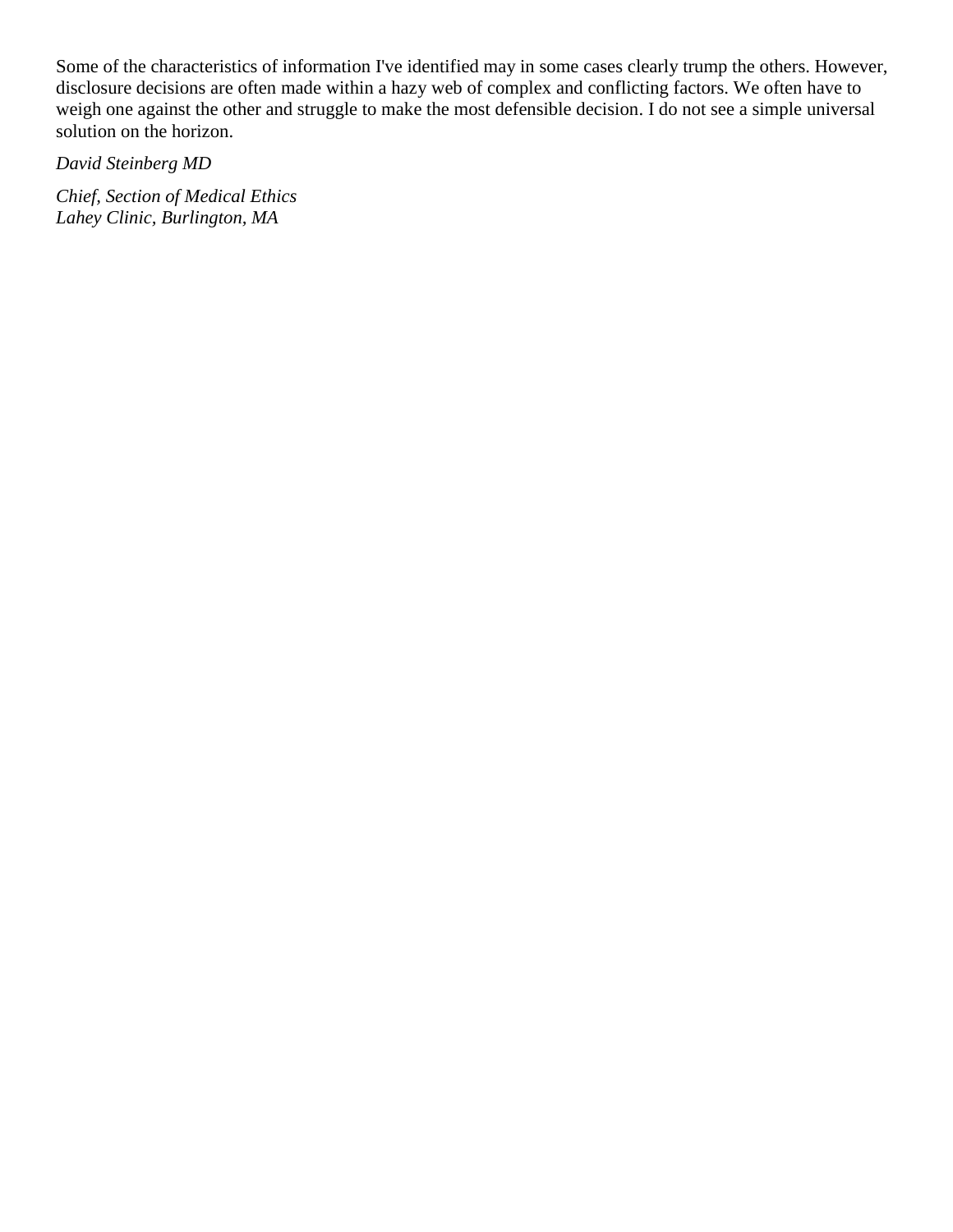Some of the characteristics of information I've identified may in some cases clearly trump the others. However, disclosure decisions are often made within a hazy web of complex and conflicting factors. We often have to weigh one against the other and struggle to make the most defensible decision. I do not see a simple universal solution on the horizon.

*David Steinberg MD*

*Chief, Section of Medical Ethics*
*Lahey Clinic, Burlington, MA*